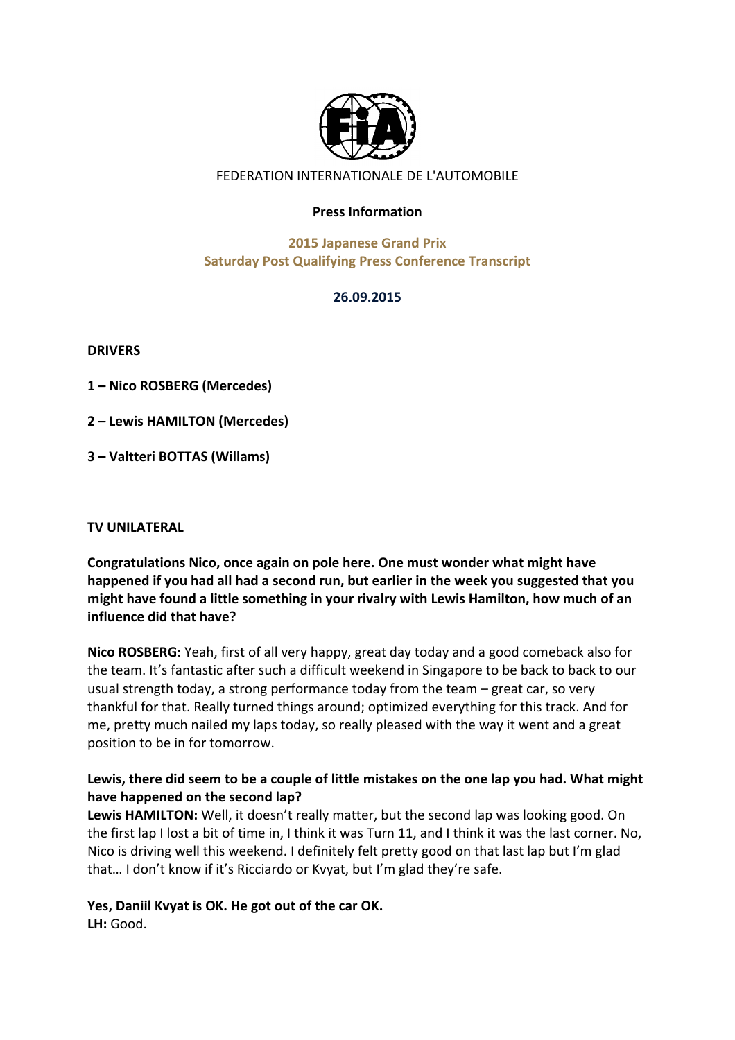FEDERATION INTERNATIONALE DE L'AUTOMOBILE

**Press Information**

**2015 Japanese Grand Prix**
**Saturday Post Qualifying Press Conference Transcript**

**26.09.2015**

**DRIVERS**

**1 – Nico ROSBERG (Mercedes)**

**2 – Lewis HAMILTON (Mercedes)**

**3 – Valtteri BOTTAS (Willams)**

**TV UNILATERAL**

**Congratulations Nico, once again on pole here. One must wonder what might have happened if you had all had a second run, but earlier in the week you suggested that you might have found a little something in your rivalry with Lewis Hamilton, how much of an influence did that have?**

**Nico ROSBERG:** Yeah, first of all very happy, great day today and a good comeback also for the team. It's fantastic after such a difficult weekend in Singapore to be back to back to our usual strength today, a strong performance today from the team – great car, so very thankful for that. Really turned things around; optimized everything for this track. And for me, pretty much nailed my laps today, so really pleased with the way it went and a great position to be in for tomorrow.

**Lewis, there did seem to be a couple of little mistakes on the one lap you had. What might have happened on the second lap?**
**Lewis HAMILTON:** Well, it doesn't really matter, but the second lap was looking good. On the first lap I lost a bit of time in, I think it was Turn 11, and I think it was the last corner. No, Nico is driving well this weekend. I definitely felt pretty good on that last lap but I'm glad that… I don't know if it's Ricciardo or Kvyat, but I'm glad they're safe.

**Yes, Daniil Kvyat is OK. He got out of the car OK.**
**LH:** Good.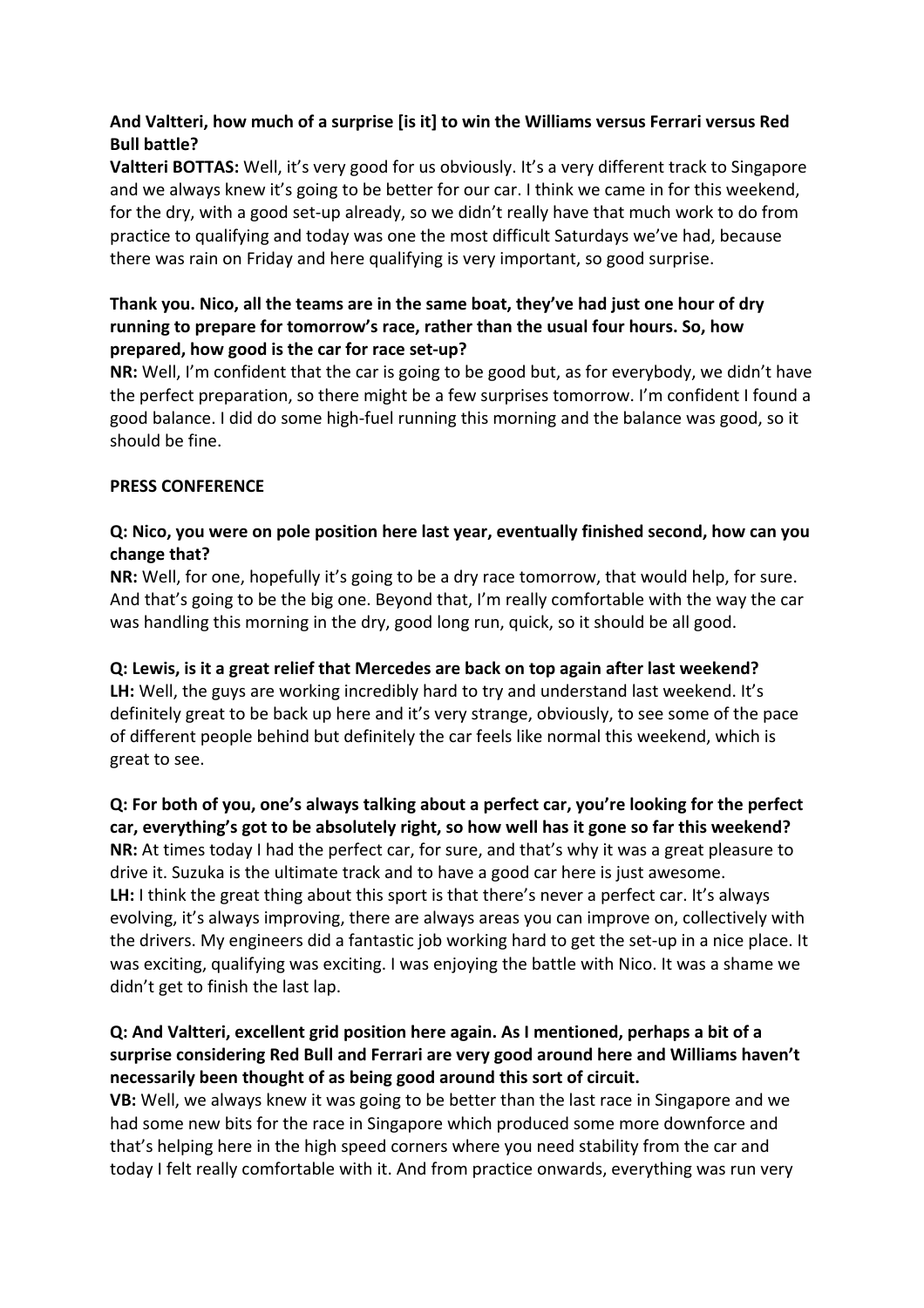**And Valtteri, how much of a surprise [is it] to win the Williams versus Ferrari versus Red Bull battle?**

**Valtteri BOTTAS:** Well, it's very good for us obviously. It's a very different track to Singapore and we always knew it's going to be better for our car. I think we came in for this weekend, for the dry, with a good set-up already, so we didn't really have that much work to do from practice to qualifying and today was one the most difficult Saturdays we've had, because there was rain on Friday and here qualifying is very important, so good surprise.

**Thank you. Nico, all the teams are in the same boat, they've had just one hour of dry running to prepare for tomorrow's race, rather than the usual four hours. So, how prepared, how good is the car for race set-up?**

**NR:** Well, I'm confident that the car is going to be good but, as for everybody, we didn't have the perfect preparation, so there might be a few surprises tomorrow. I'm confident I found a good balance. I did do some high-fuel running this morning and the balance was good, so it should be fine.

**PRESS CONFERENCE**

**Q: Nico, you were on pole position here last year, eventually finished second, how can you change that?**

**NR:** Well, for one, hopefully it's going to be a dry race tomorrow, that would help, for sure. And that's going to be the big one. Beyond that, I'm really comfortable with the way the car was handling this morning in the dry, good long run, quick, so it should be all good.

**Q: Lewis, is it a great relief that Mercedes are back on top again after last weekend?**

**LH:** Well, the guys are working incredibly hard to try and understand last weekend. It's definitely great to be back up here and it's very strange, obviously, to see some of the pace of different people behind but definitely the car feels like normal this weekend, which is great to see.

**Q: For both of you, one's always talking about a perfect car, you're looking for the perfect car, everything's got to be absolutely right, so how well has it gone so far this weekend?**

**NR:** At times today I had the perfect car, for sure, and that's why it was a great pleasure to drive it. Suzuka is the ultimate track and to have a good car here is just awesome.

**LH:** I think the great thing about this sport is that there's never a perfect car. It's always evolving, it's always improving, there are always areas you can improve on, collectively with the drivers. My engineers did a fantastic job working hard to get the set-up in a nice place. It was exciting, qualifying was exciting. I was enjoying the battle with Nico. It was a shame we didn't get to finish the last lap.

**Q: And Valtteri, excellent grid position here again. As I mentioned, perhaps a bit of a surprise considering Red Bull and Ferrari are very good around here and Williams haven't necessarily been thought of as being good around this sort of circuit.**

**VB:** Well, we always knew it was going to be better than the last race in Singapore and we had some new bits for the race in Singapore which produced some more downforce and that's helping here in the high speed corners where you need stability from the car and today I felt really comfortable with it. And from practice onwards, everything was run very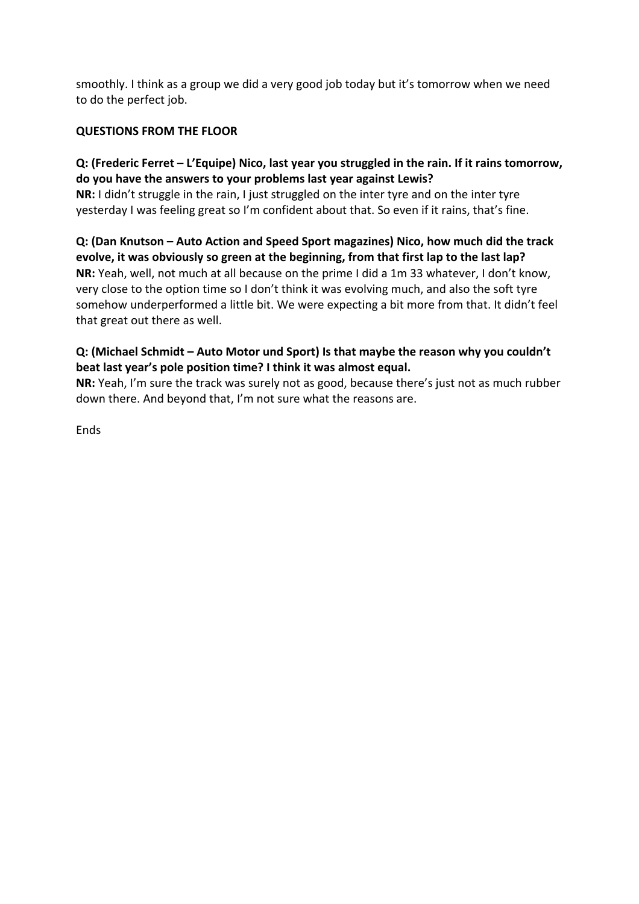smoothly. I think as a group we did a very good job today but it's tomorrow when we need to do the perfect job.

**QUESTIONS FROM THE FLOOR**

**Q: (Frederic Ferret – L'Equipe) Nico, last year you struggled in the rain. If it rains tomorrow, do you have the answers to your problems last year against Lewis?**
**NR:** I didn't struggle in the rain, I just struggled on the inter tyre and on the inter tyre yesterday I was feeling great so I'm confident about that. So even if it rains, that's fine.

**Q: (Dan Knutson – Auto Action and Speed Sport magazines) Nico, how much did the track evolve, it was obviously so green at the beginning, from that first lap to the last lap?**
**NR:** Yeah, well, not much at all because on the prime I did a 1m 33 whatever, I don't know, very close to the option time so I don't think it was evolving much, and also the soft tyre somehow underperformed a little bit. We were expecting a bit more from that. It didn't feel that great out there as well.

**Q: (Michael Schmidt – Auto Motor und Sport) Is that maybe the reason why you couldn't beat last year's pole position time? I think it was almost equal.**
**NR:** Yeah, I'm sure the track was surely not as good, because there's just not as much rubber down there. And beyond that, I'm not sure what the reasons are.

Ends